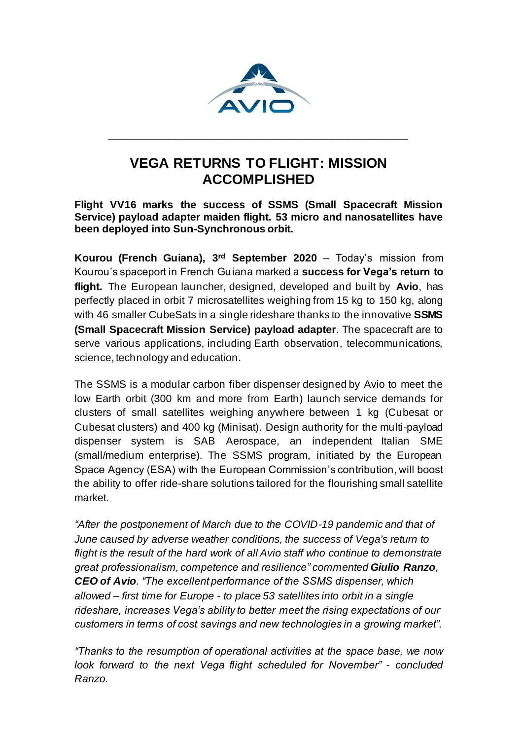# VEGA RETURNS TO FLIGHT: MISSION ACCOMPLISHED

**Flight VV16 marks the success of SSMS (Small Spacecraft Mission Service) payload adapter maiden flight. 53 micro and nanosatellites have been deployed into Sun-Synchronous orbit.**

**Kourou (French Guiana), 3rd September 2020** – Today's mission from Kourou's spaceport in French Guiana marked a **success for Vega's return to flight.** The European launcher, designed, developed and built by **Avio**, has perfectly placed in orbit 7 microsatellites weighing from 15 kg to 150 kg, along with 46 smaller CubeSats in a single rideshare thanks to the innovative **SSMS (Small Spacecraft Mission Service) payload adapter**. The spacecraft are to serve various applications, including Earth observation, telecommunications, science, technology and education.

The SSMS is a modular carbon fiber dispenser designed by Avio to meet the low Earth orbit (300 km and more from Earth) launch service demands for clusters of small satellites weighing anywhere between 1 kg (Cubesat or Cubesat clusters) and 400 kg (Minisat). Design authority for the multi-payload dispenser system is SAB Aerospace, an independent Italian SME (small/medium enterprise). The SSMS program, initiated by the European Space Agency (ESA) with the European Commission's contribution, will boost the ability to offer ride-share solutions tailored for the flourishing small satellite market.

*"After the postponement of March due to the COVID-19 pandemic and that of June caused by adverse weather conditions, the success of Vega's return to flight is the result of the hard work of all Avio staff who continue to demonstrate great professionalism, competence and resilience" commented* ***Giulio Ranzo, CEO of Avio****. "The excellent performance of the SSMS dispenser, which allowed – first time for Europe - to place 53 satellites into orbit in a single rideshare, increases Vega's ability to better meet the rising expectations of our customers in terms of cost savings and new technologies in a growing market".*

*"Thanks to the resumption of operational activities at the space base, we now look forward to the next Vega flight scheduled for November" - concluded Ranzo.*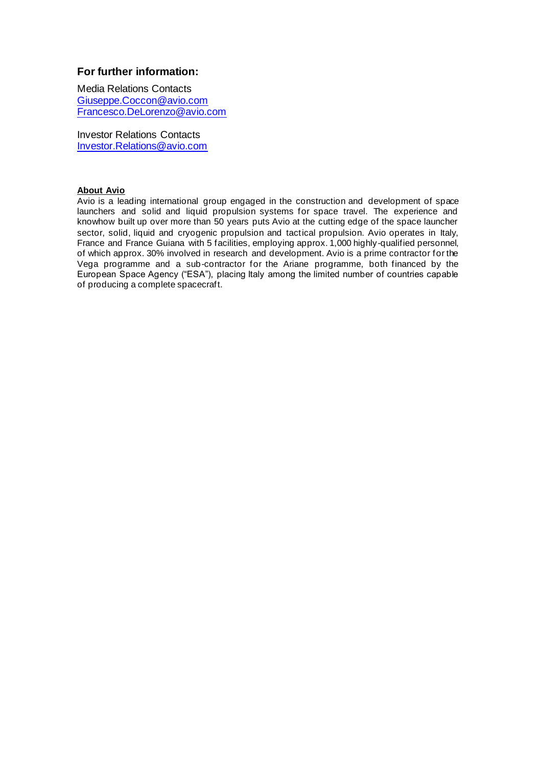## For further information:

Media Relations Contacts
Giuseppe.Coccon@avio.com
Francesco.DeLorenzo@avio.com

Investor Relations Contacts
Investor.Relations@avio.com

**About Avio**

Avio is a leading international group engaged in the construction and development of space launchers and solid and liquid propulsion systems for space travel. The experience and knowhow built up over more than 50 years puts Avio at the cutting edge of the space launcher sector, solid, liquid and cryogenic propulsion and tactical propulsion. Avio operates in Italy, France and France Guiana with 5 facilities, employing approx. 1,000 highly-qualified personnel, of which approx. 30% involved in research and development. Avio is a prime contractor for the Vega programme and a sub-contractor for the Ariane programme, both financed by the European Space Agency ("ESA"), placing Italy among the limited number of countries capable of producing a complete spacecraft.